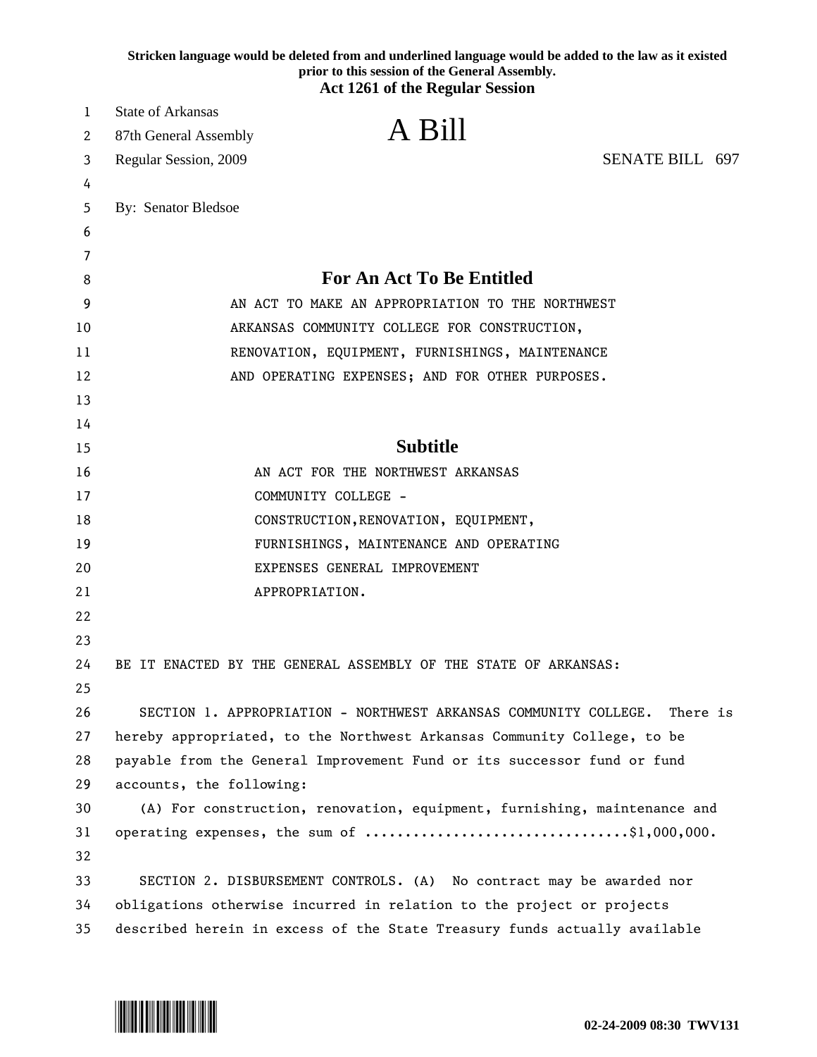Stricken language would be deleted from and underlined language would be added to the law as it existed prior to this session of the General Assembly.

**Act 1261 of the Regular Session**

State of Arkansas
87th General Assembly
Regular Session, 2009

# A Bill

SENATE BILL 697

By: Senator Bledsoe

## For An Act To Be Entitled

AN ACT TO MAKE AN APPROPRIATION TO THE NORTHWEST ARKANSAS COMMUNITY COLLEGE FOR CONSTRUCTION, RENOVATION, EQUIPMENT, FURNISHINGS, MAINTENANCE AND OPERATING EXPENSES; AND FOR OTHER PURPOSES.

## Subtitle

AN ACT FOR THE NORTHWEST ARKANSAS COMMUNITY COLLEGE - CONSTRUCTION,RENOVATION, EQUIPMENT, FURNISHINGS, MAINTENANCE AND OPERATING EXPENSES GENERAL IMPROVEMENT APPROPRIATION.

BE IT ENACTED BY THE GENERAL ASSEMBLY OF THE STATE OF ARKANSAS:

SECTION 1. APPROPRIATION - NORTHWEST ARKANSAS COMMUNITY COLLEGE. There is hereby appropriated, to the Northwest Arkansas Community College, to be payable from the General Improvement Fund or its successor fund or fund accounts, the following:

(A) For construction, renovation, equipment, furnishing, maintenance and operating expenses, the sum of ................................$1,000,000.

SECTION 2. DISBURSEMENT CONTROLS. (A) No contract may be awarded nor obligations otherwise incurred in relation to the project or projects described herein in excess of the State Treasury funds actually available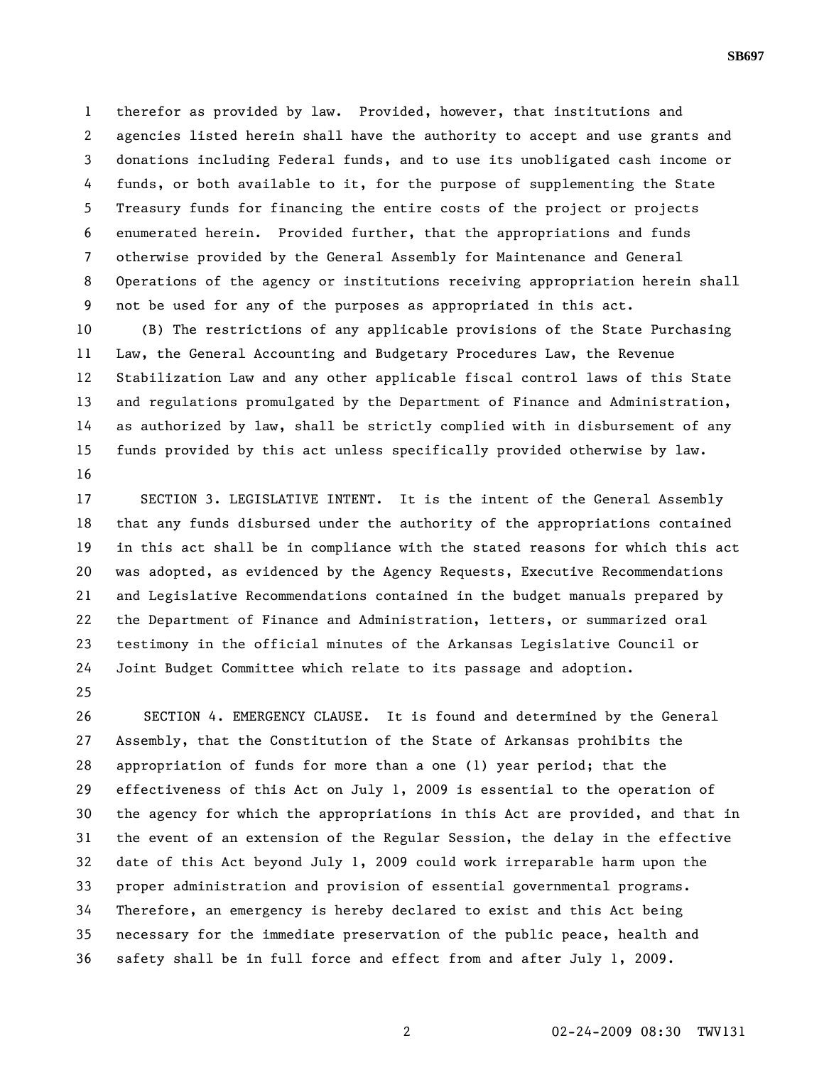therefor as provided by law. Provided, however, that institutions and agencies listed herein shall have the authority to accept and use grants and donations including Federal funds, and to use its unobligated cash income or funds, or both available to it, for the purpose of supplementing the State Treasury funds for financing the entire costs of the project or projects enumerated herein. Provided further, that the appropriations and funds otherwise provided by the General Assembly for Maintenance and General Operations of the agency or institutions receiving appropriation herein shall not be used for any of the purposes as appropriated in this act.

(B) The restrictions of any applicable provisions of the State Purchasing Law, the General Accounting and Budgetary Procedures Law, the Revenue Stabilization Law and any other applicable fiscal control laws of this State and regulations promulgated by the Department of Finance and Administration, as authorized by law, shall be strictly complied with in disbursement of any funds provided by this act unless specifically provided otherwise by law.

SECTION 3. LEGISLATIVE INTENT. It is the intent of the General Assembly that any funds disbursed under the authority of the appropriations contained in this act shall be in compliance with the stated reasons for which this act was adopted, as evidenced by the Agency Requests, Executive Recommendations and Legislative Recommendations contained in the budget manuals prepared by the Department of Finance and Administration, letters, or summarized oral testimony in the official minutes of the Arkansas Legislative Council or Joint Budget Committee which relate to its passage and adoption.

SECTION 4. EMERGENCY CLAUSE. It is found and determined by the General Assembly, that the Constitution of the State of Arkansas prohibits the appropriation of funds for more than a one (1) year period; that the effectiveness of this Act on July 1, 2009 is essential to the operation of the agency for which the appropriations in this Act are provided, and that in the event of an extension of the Regular Session, the delay in the effective date of this Act beyond July 1, 2009 could work irreparable harm upon the proper administration and provision of essential governmental programs. Therefore, an emergency is hereby declared to exist and this Act being necessary for the immediate preservation of the public peace, health and safety shall be in full force and effect from and after July 1, 2009.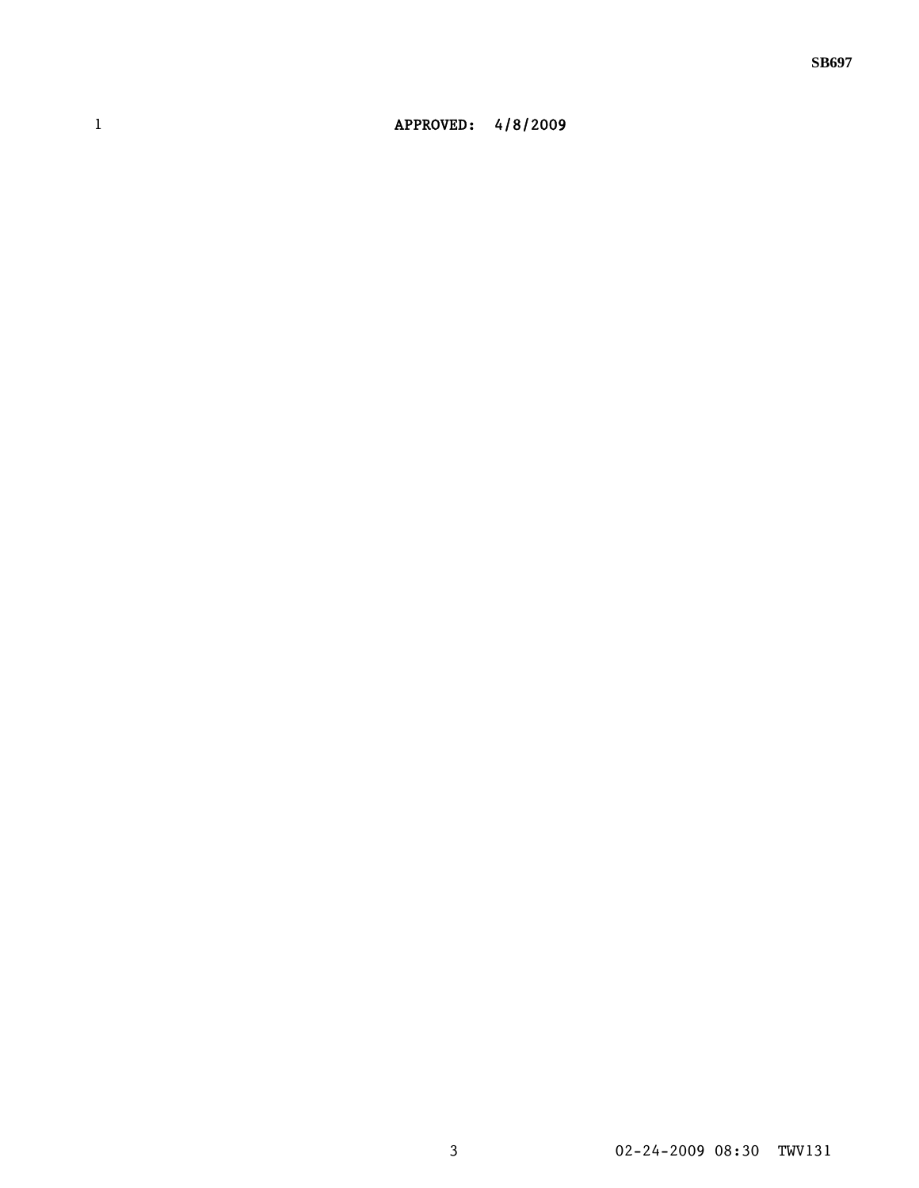APPROVED: 4/8/2009